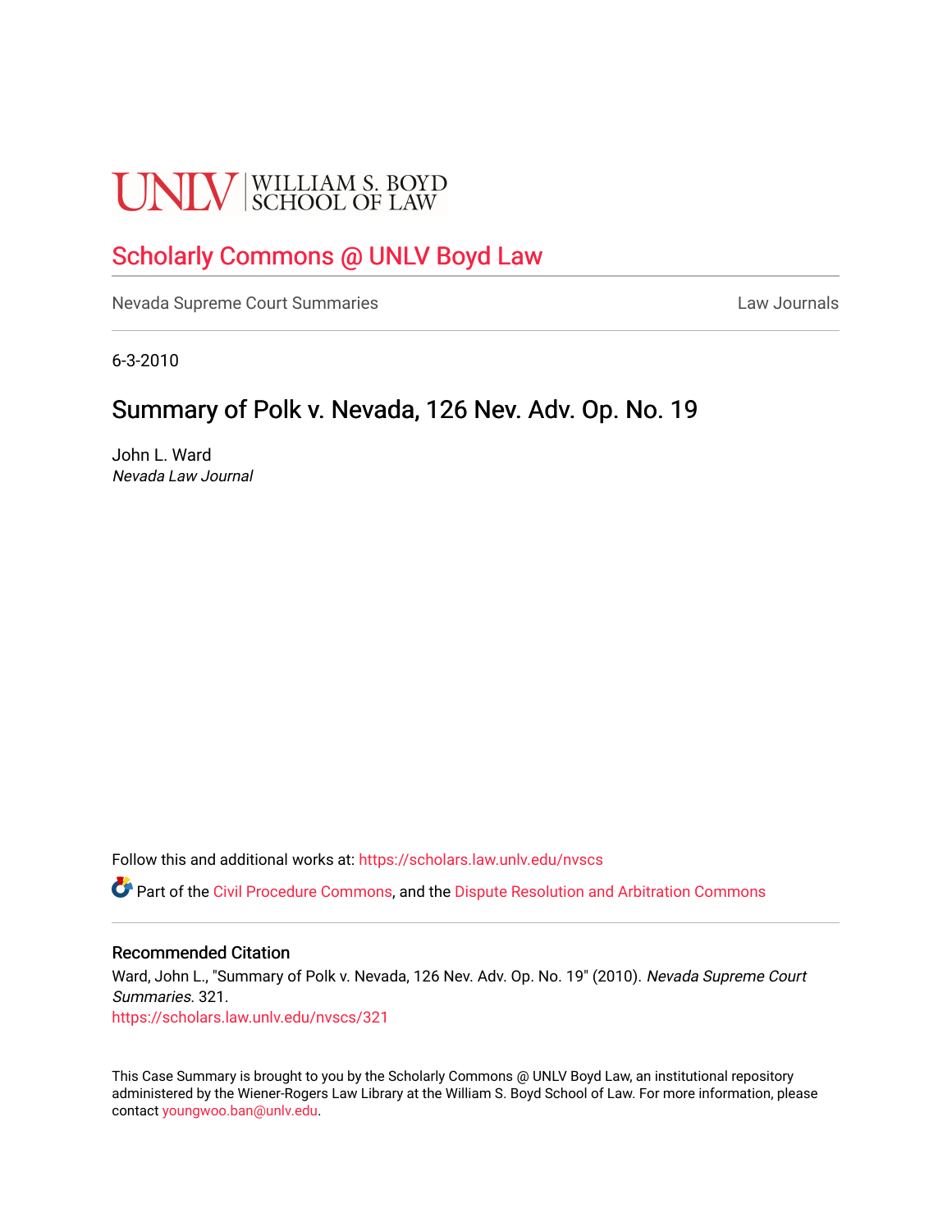UNLV | WILLIAM S. BOYD SCHOOL OF LAW

# Scholarly Commons @ UNLV Boyd Law

Nevada Supreme Court Summaries | Law Journals

6-3-2010

## Summary of Polk v. Nevada, 126 Nev. Adv. Op. No. 19

John L. Ward
*Nevada Law Journal*

Follow this and additional works at: https://scholars.law.unlv.edu/nvscs

Part of the Civil Procedure Commons, and the Dispute Resolution and Arbitration Commons

### Recommended Citation

Ward, John L., "Summary of Polk v. Nevada, 126 Nev. Adv. Op. No. 19" (2010). *Nevada Supreme Court Summaries*. 321.
https://scholars.law.unlv.edu/nvscs/321

This Case Summary is brought to you by the Scholarly Commons @ UNLV Boyd Law, an institutional repository administered by the Wiener-Rogers Law Library at the William S. Boyd School of Law. For more information, please contact youngwoo.ban@unlv.edu.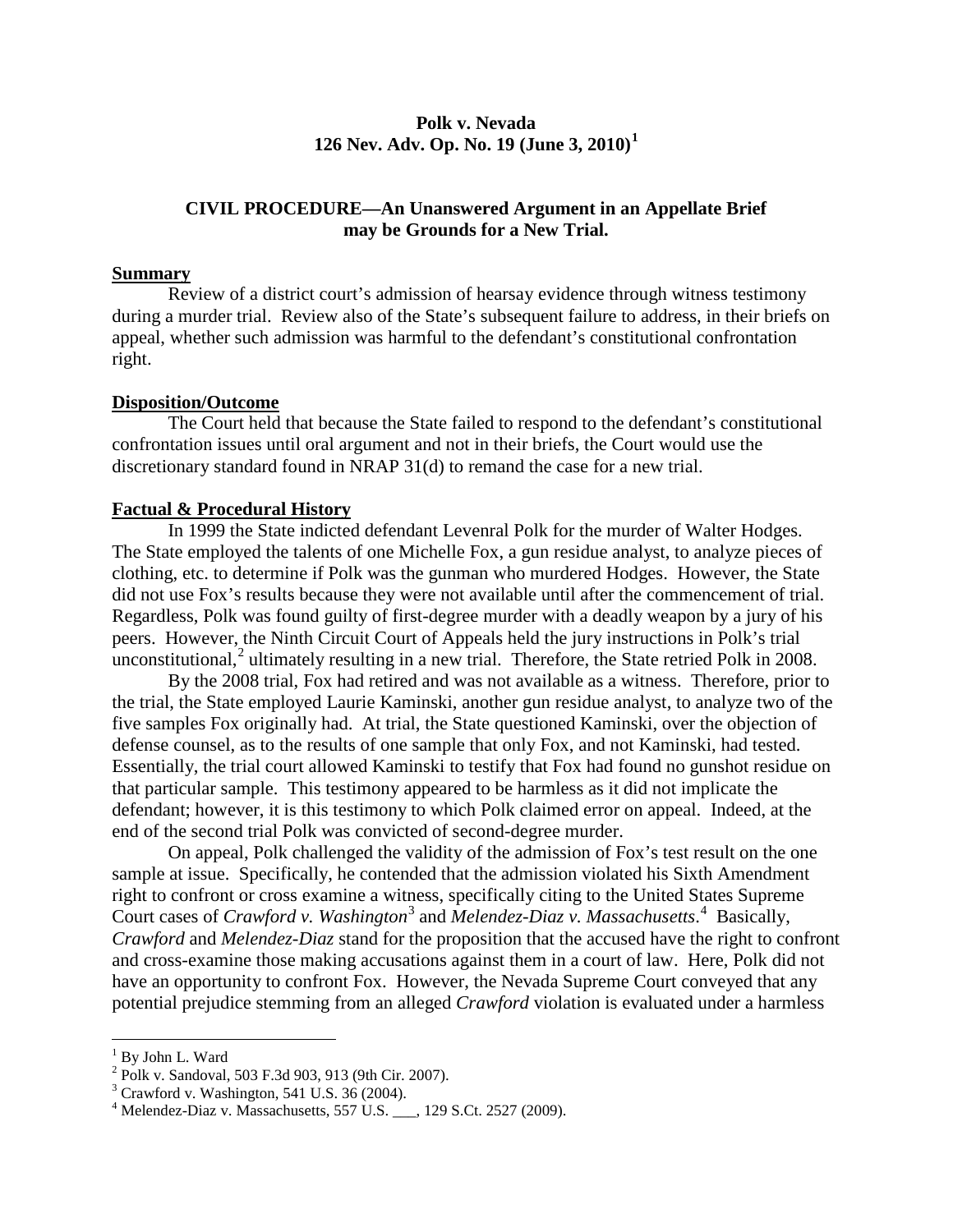# Polk v. Nevada
## 126 Nev. Adv. Op. No. 19 (June 3, 2010)[1]

### CIVIL PROCEDURE—An Unanswered Argument in an Appellate Brief may be Grounds for a New Trial.

**Summary**

Review of a district court's admission of hearsay evidence through witness testimony during a murder trial. Review also of the State's subsequent failure to address, in their briefs on appeal, whether such admission was harmful to the defendant's constitutional confrontation right.

**Disposition/Outcome**

The Court held that because the State failed to respond to the defendant's constitutional confrontation issues until oral argument and not in their briefs, the Court would use the discretionary standard found in NRAP 31(d) to remand the case for a new trial.

**Factual & Procedural History**

In 1999 the State indicted defendant Levenral Polk for the murder of Walter Hodges. The State employed the talents of one Michelle Fox, a gun residue analyst, to analyze pieces of clothing, etc. to determine if Polk was the gunman who murdered Hodges. However, the State did not use Fox's results because they were not available until after the commencement of trial. Regardless, Polk was found guilty of first-degree murder with a deadly weapon by a jury of his peers. However, the Ninth Circuit Court of Appeals held the jury instructions in Polk's trial unconstitutional,[2] ultimately resulting in a new trial. Therefore, the State retried Polk in 2008.

By the 2008 trial, Fox had retired and was not available as a witness. Therefore, prior to the trial, the State employed Laurie Kaminski, another gun residue analyst, to analyze two of the five samples Fox originally had. At trial, the State questioned Kaminski, over the objection of defense counsel, as to the results of one sample that only Fox, and not Kaminski, had tested. Essentially, the trial court allowed Kaminski to testify that Fox had found no gunshot residue on that particular sample. This testimony appeared to be harmless as it did not implicate the defendant; however, it is this testimony to which Polk claimed error on appeal. Indeed, at the end of the second trial Polk was convicted of second-degree murder.

On appeal, Polk challenged the validity of the admission of Fox's test result on the one sample at issue. Specifically, he contended that the admission violated his Sixth Amendment right to confront or cross examine a witness, specifically citing to the United States Supreme Court cases of *Crawford v. Washington*[3] and *Melendez-Diaz v. Massachusetts*.[4] Basically, *Crawford* and *Melendez-Diaz* stand for the proposition that the accused have the right to confront and cross-examine those making accusations against them in a court of law. Here, Polk did not have an opportunity to confront Fox. However, the Nevada Supreme Court conveyed that any potential prejudice stemming from an alleged *Crawford* violation is evaluated under a harmless

---

[1] By John L. Ward

[2] Polk v. Sandoval, 503 F.3d 903, 913 (9th Cir. 2007).

[3] Crawford v. Washington, 541 U.S. 36 (2004).

[4] Melendez-Diaz v. Massachusetts, 557 U.S. ___, 129 S.Ct. 2527 (2009).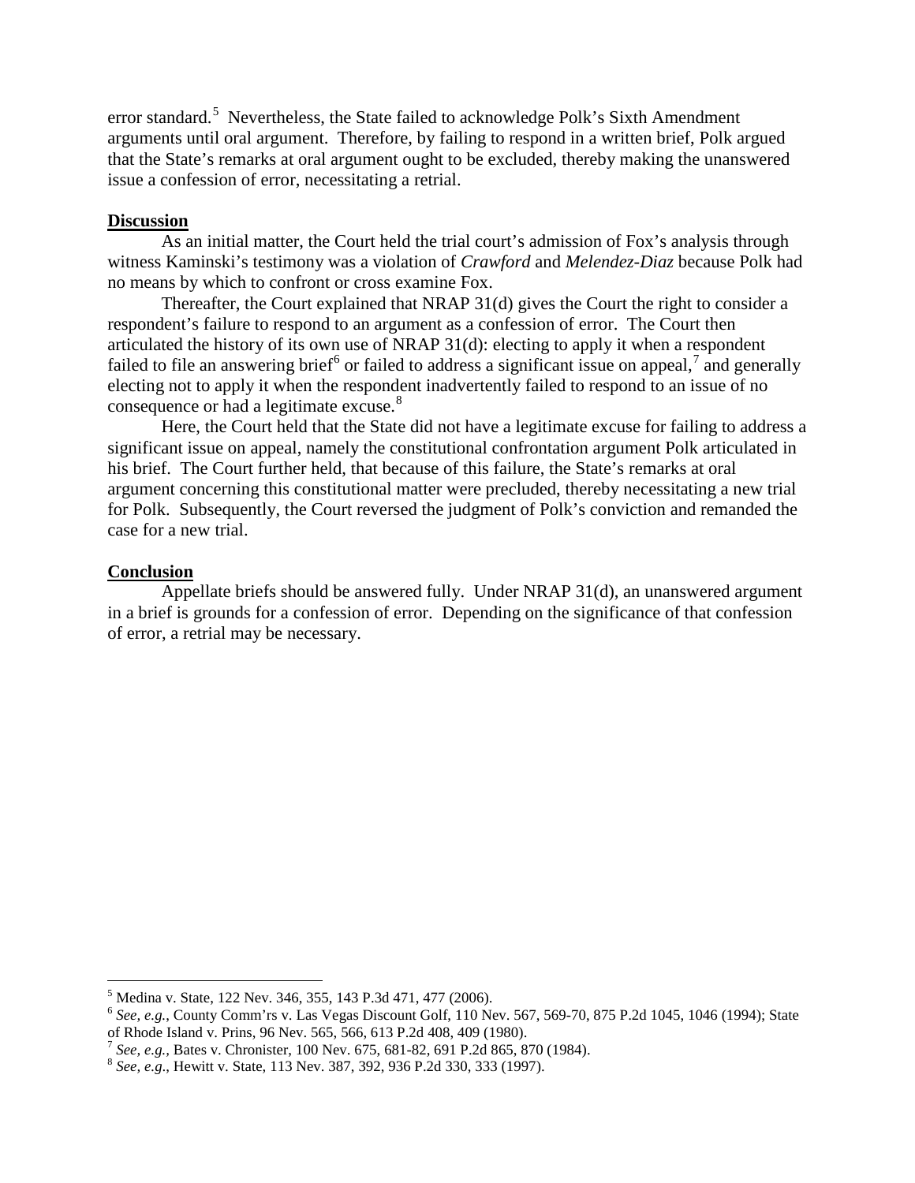error standard.[5] Nevertheless, the State failed to acknowledge Polk's Sixth Amendment arguments until oral argument. Therefore, by failing to respond in a written brief, Polk argued that the State's remarks at oral argument ought to be excluded, thereby making the unanswered issue a confession of error, necessitating a retrial.

**Discussion**

As an initial matter, the Court held the trial court's admission of Fox's analysis through witness Kaminski's testimony was a violation of *Crawford* and *Melendez-Diaz* because Polk had no means by which to confront or cross examine Fox.

Thereafter, the Court explained that NRAP 31(d) gives the Court the right to consider a respondent's failure to respond to an argument as a confession of error. The Court then articulated the history of its own use of NRAP 31(d): electing to apply it when a respondent failed to file an answering brief[6] or failed to address a significant issue on appeal,[7] and generally electing not to apply it when the respondent inadvertently failed to respond to an issue of no consequence or had a legitimate excuse.[8]

Here, the Court held that the State did not have a legitimate excuse for failing to address a significant issue on appeal, namely the constitutional confrontation argument Polk articulated in his brief. The Court further held, that because of this failure, the State's remarks at oral argument concerning this constitutional matter were precluded, thereby necessitating a new trial for Polk. Subsequently, the Court reversed the judgment of Polk's conviction and remanded the case for a new trial.

**Conclusion**

Appellate briefs should be answered fully. Under NRAP 31(d), an unanswered argument in a brief is grounds for a confession of error. Depending on the significance of that confession of error, a retrial may be necessary.

---

[5] Medina v. State, 122 Nev. 346, 355, 143 P.3d 471, 477 (2006).

[6] *See, e.g.*, County Comm'rs v. Las Vegas Discount Golf, 110 Nev. 567, 569-70, 875 P.2d 1045, 1046 (1994); State of Rhode Island v. Prins, 96 Nev. 565, 566, 613 P.2d 408, 409 (1980).

[7] *See, e.g.,* Bates v. Chronister, 100 Nev. 675, 681-82, 691 P.2d 865, 870 (1984).

[8] *See, e.g*., Hewitt v. State, 113 Nev. 387, 392, 936 P.2d 330, 333 (1997).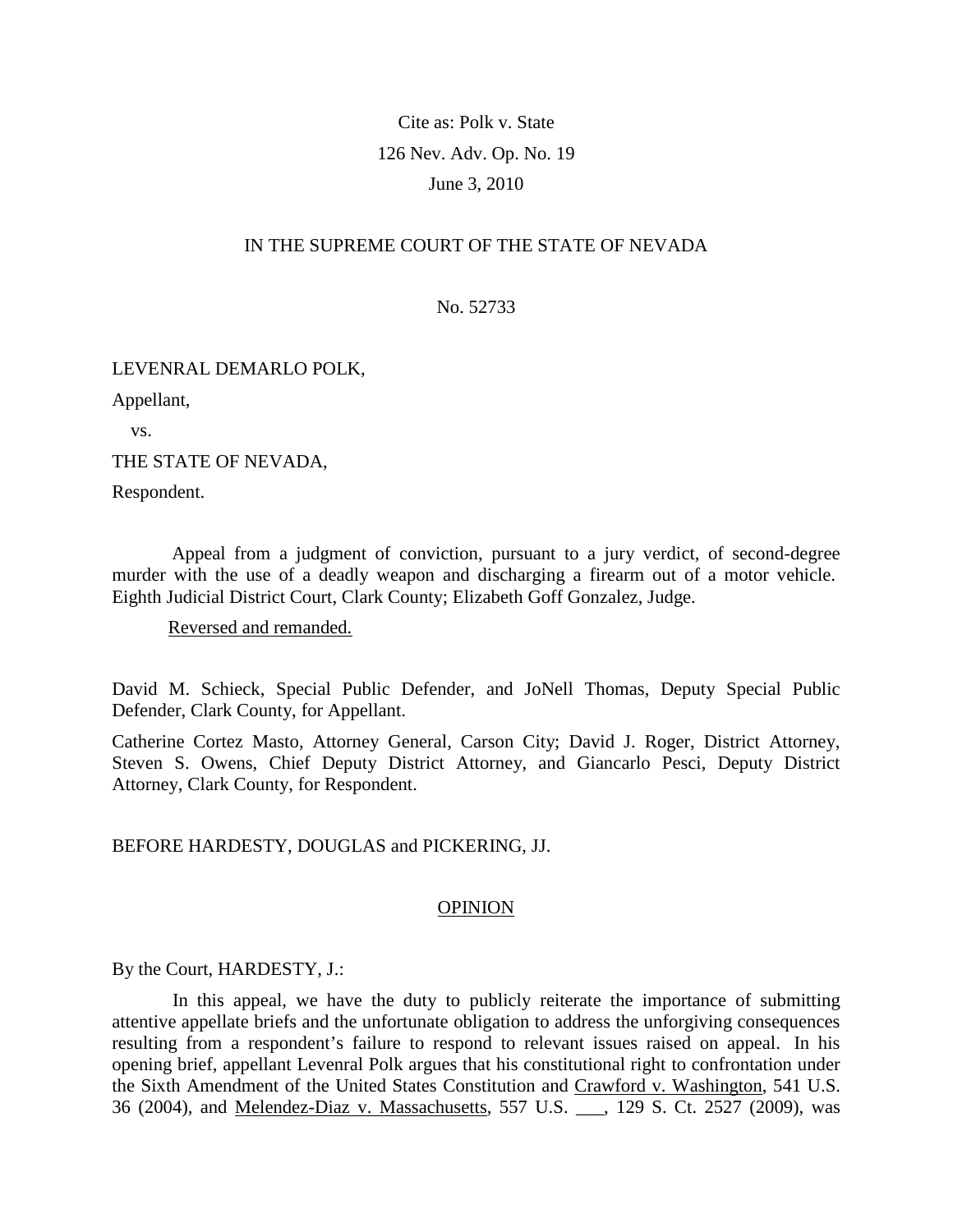Cite as: Polk v. State

126 Nev. Adv. Op. No. 19

June 3, 2010

IN THE SUPREME COURT OF THE STATE OF NEVADA

No. 52733

LEVENRAL DEMARLO POLK,

Appellant,

vs.

THE STATE OF NEVADA,

Respondent.

Appeal from a judgment of conviction, pursuant to a jury verdict, of second-degree murder with the use of a deadly weapon and discharging a firearm out of a motor vehicle. Eighth Judicial District Court, Clark County; Elizabeth Goff Gonzalez, Judge.

Reversed and remanded.

David M. Schieck, Special Public Defender, and JoNell Thomas, Deputy Special Public Defender, Clark County, for Appellant.

Catherine Cortez Masto, Attorney General, Carson City; David J. Roger, District Attorney, Steven S. Owens, Chief Deputy District Attorney, and Giancarlo Pesci, Deputy District Attorney, Clark County, for Respondent.

BEFORE HARDESTY, DOUGLAS and PICKERING, JJ.

## OPINION

By the Court, HARDESTY, J.:

In this appeal, we have the duty to publicly reiterate the importance of submitting attentive appellate briefs and the unfortunate obligation to address the unforgiving consequences resulting from a respondent's failure to respond to relevant issues raised on appeal. In his opening brief, appellant Levenral Polk argues that his constitutional right to confrontation under the Sixth Amendment of the United States Constitution and Crawford v. Washington, 541 U.S. 36 (2004), and Melendez-Diaz v. Massachusetts, 557 U.S. ___, 129 S. Ct. 2527 (2009), was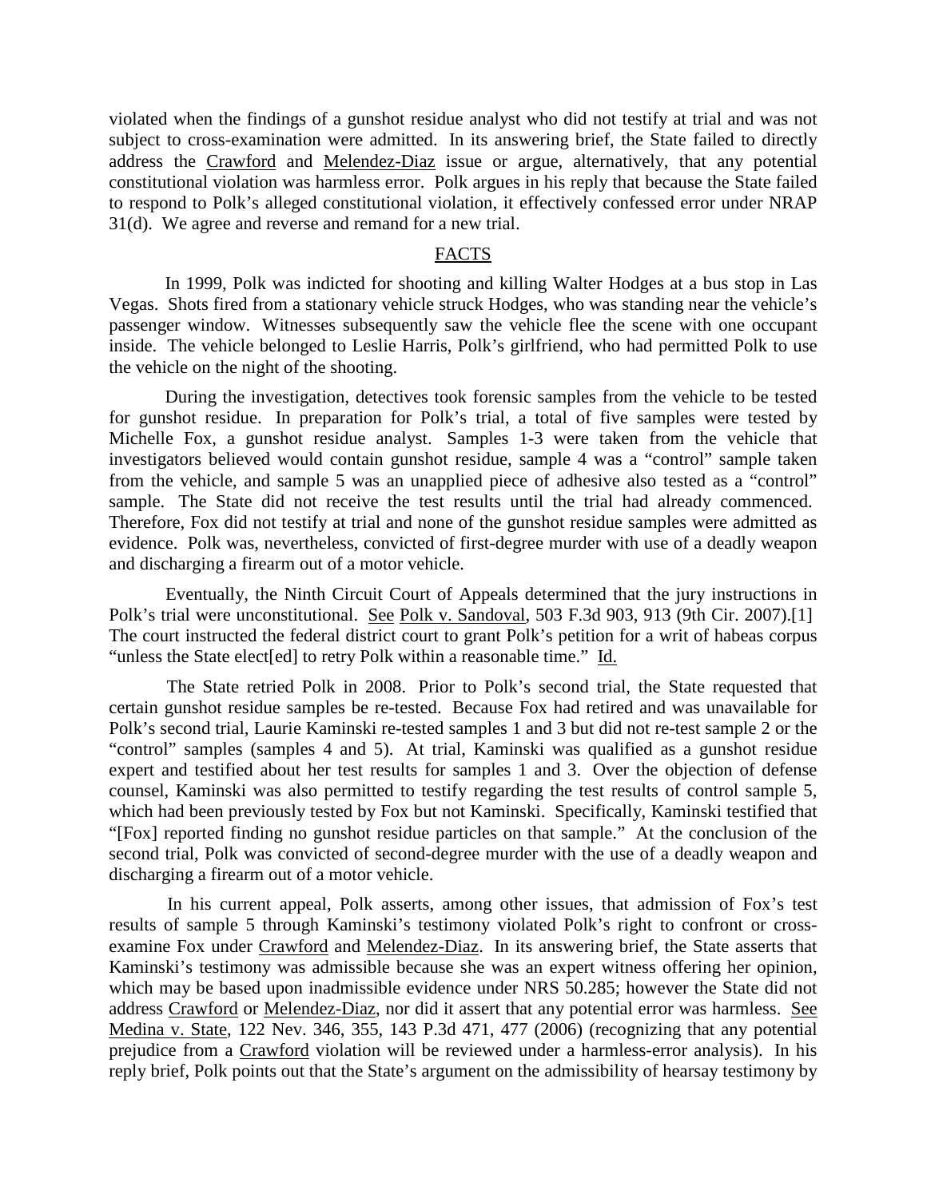violated when the findings of a gunshot residue analyst who did not testify at trial and was not subject to cross-examination were admitted. In its answering brief, the State failed to directly address the Crawford and Melendez-Diaz issue or argue, alternatively, that any potential constitutional violation was harmless error. Polk argues in his reply that because the State failed to respond to Polk's alleged constitutional violation, it effectively confessed error under NRAP 31(d). We agree and reverse and remand for a new trial.

## FACTS

In 1999, Polk was indicted for shooting and killing Walter Hodges at a bus stop in Las Vegas. Shots fired from a stationary vehicle struck Hodges, who was standing near the vehicle's passenger window. Witnesses subsequently saw the vehicle flee the scene with one occupant inside. The vehicle belonged to Leslie Harris, Polk's girlfriend, who had permitted Polk to use the vehicle on the night of the shooting.

During the investigation, detectives took forensic samples from the vehicle to be tested for gunshot residue. In preparation for Polk's trial, a total of five samples were tested by Michelle Fox, a gunshot residue analyst. Samples 1-3 were taken from the vehicle that investigators believed would contain gunshot residue, sample 4 was a "control" sample taken from the vehicle, and sample 5 was an unapplied piece of adhesive also tested as a "control" sample. The State did not receive the test results until the trial had already commenced. Therefore, Fox did not testify at trial and none of the gunshot residue samples were admitted as evidence. Polk was, nevertheless, convicted of first-degree murder with use of a deadly weapon and discharging a firearm out of a motor vehicle.

Eventually, the Ninth Circuit Court of Appeals determined that the jury instructions in Polk's trial were unconstitutional. See Polk v. Sandoval, 503 F.3d 903, 913 (9th Cir. 2007).[1] The court instructed the federal district court to grant Polk's petition for a writ of habeas corpus "unless the State elect[ed] to retry Polk within a reasonable time." Id.

The State retried Polk in 2008. Prior to Polk's second trial, the State requested that certain gunshot residue samples be re-tested. Because Fox had retired and was unavailable for Polk's second trial, Laurie Kaminski re-tested samples 1 and 3 but did not re-test sample 2 or the "control" samples (samples 4 and 5). At trial, Kaminski was qualified as a gunshot residue expert and testified about her test results for samples 1 and 3. Over the objection of defense counsel, Kaminski was also permitted to testify regarding the test results of control sample 5, which had been previously tested by Fox but not Kaminski. Specifically, Kaminski testified that "[Fox] reported finding no gunshot residue particles on that sample." At the conclusion of the second trial, Polk was convicted of second-degree murder with the use of a deadly weapon and discharging a firearm out of a motor vehicle.

In his current appeal, Polk asserts, among other issues, that admission of Fox's test results of sample 5 through Kaminski's testimony violated Polk's right to confront or cross-examine Fox under Crawford and Melendez-Diaz. In its answering brief, the State asserts that Kaminski's testimony was admissible because she was an expert witness offering her opinion, which may be based upon inadmissible evidence under NRS 50.285; however the State did not address Crawford or Melendez-Diaz, nor did it assert that any potential error was harmless. See Medina v. State, 122 Nev. 346, 355, 143 P.3d 471, 477 (2006) (recognizing that any potential prejudice from a Crawford violation will be reviewed under a harmless-error analysis). In his reply brief, Polk points out that the State's argument on the admissibility of hearsay testimony by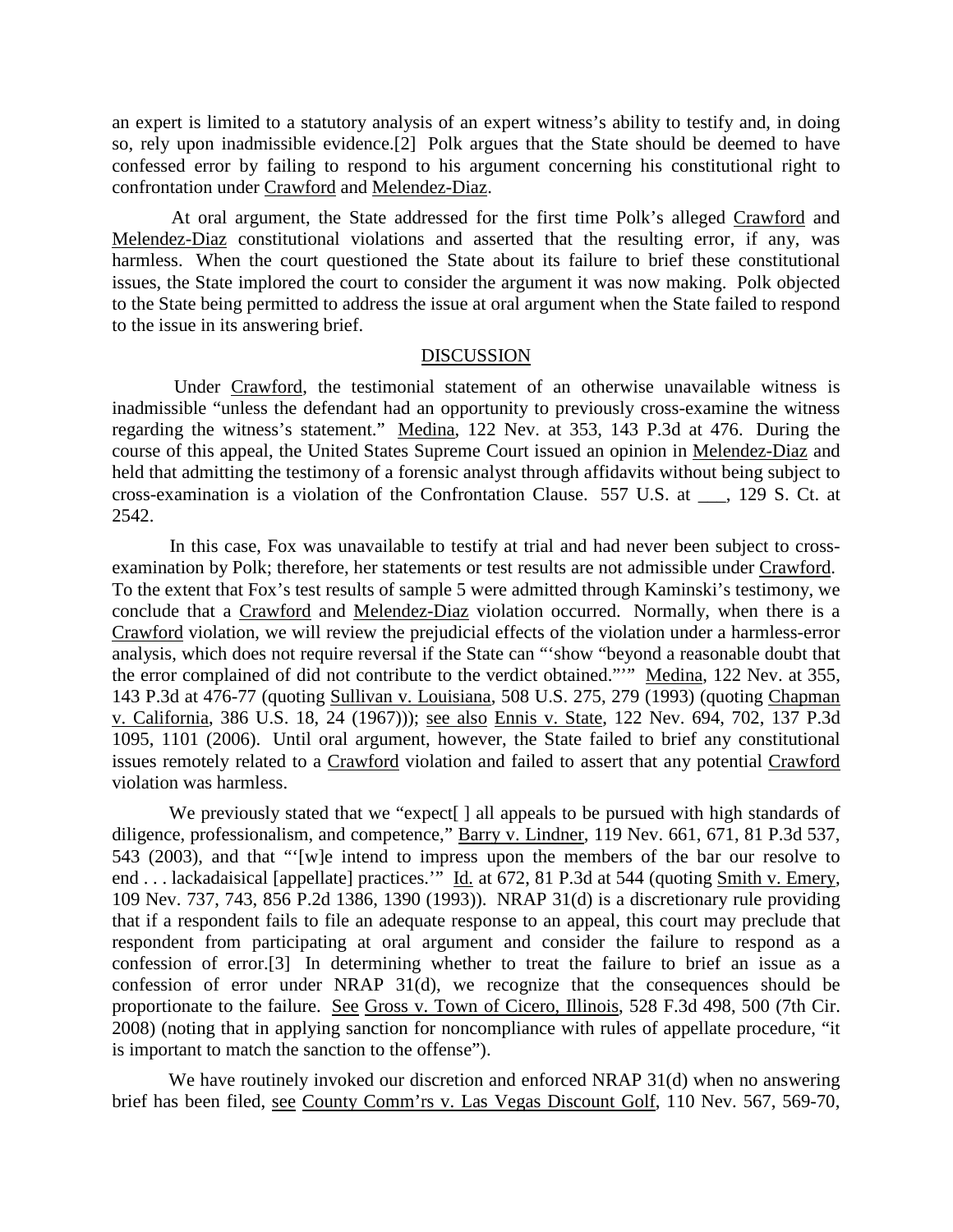an expert is limited to a statutory analysis of an expert witness's ability to testify and, in doing so, rely upon inadmissible evidence.[2] Polk argues that the State should be deemed to have confessed error by failing to respond to his argument concerning his constitutional right to confrontation under Crawford and Melendez-Diaz.

At oral argument, the State addressed for the first time Polk's alleged Crawford and Melendez-Diaz constitutional violations and asserted that the resulting error, if any, was harmless. When the court questioned the State about its failure to brief these constitutional issues, the State implored the court to consider the argument it was now making. Polk objected to the State being permitted to address the issue at oral argument when the State failed to respond to the issue in its answering brief.

## DISCUSSION

Under Crawford, the testimonial statement of an otherwise unavailable witness is inadmissible "unless the defendant had an opportunity to previously cross-examine the witness regarding the witness's statement." Medina, 122 Nev. at 353, 143 P.3d at 476. During the course of this appeal, the United States Supreme Court issued an opinion in Melendez-Diaz and held that admitting the testimony of a forensic analyst through affidavits without being subject to cross-examination is a violation of the Confrontation Clause. 557 U.S. at ___, 129 S. Ct. at 2542.

In this case, Fox was unavailable to testify at trial and had never been subject to cross-examination by Polk; therefore, her statements or test results are not admissible under Crawford. To the extent that Fox's test results of sample 5 were admitted through Kaminski's testimony, we conclude that a Crawford and Melendez-Diaz violation occurred. Normally, when there is a Crawford violation, we will review the prejudicial effects of the violation under a harmless-error analysis, which does not require reversal if the State can "'show "beyond a reasonable doubt that the error complained of did not contribute to the verdict obtained."'" Medina, 122 Nev. at 355, 143 P.3d at 476-77 (quoting Sullivan v. Louisiana, 508 U.S. 275, 279 (1993) (quoting Chapman v. California, 386 U.S. 18, 24 (1967))); see also Ennis v. State, 122 Nev. 694, 702, 137 P.3d 1095, 1101 (2006). Until oral argument, however, the State failed to brief any constitutional issues remotely related to a Crawford violation and failed to assert that any potential Crawford violation was harmless.

We previously stated that we "expect[ ] all appeals to be pursued with high standards of diligence, professionalism, and competence," Barry v. Lindner, 119 Nev. 661, 671, 81 P.3d 537, 543 (2003), and that "'[w]e intend to impress upon the members of the bar our resolve to end . . . lackadaisical [appellate] practices.'" Id. at 672, 81 P.3d at 544 (quoting Smith v. Emery, 109 Nev. 737, 743, 856 P.2d 1386, 1390 (1993)). NRAP 31(d) is a discretionary rule providing that if a respondent fails to file an adequate response to an appeal, this court may preclude that respondent from participating at oral argument and consider the failure to respond as a confession of error.[3] In determining whether to treat the failure to brief an issue as a confession of error under NRAP 31(d), we recognize that the consequences should be proportionate to the failure. See Gross v. Town of Cicero, Illinois, 528 F.3d 498, 500 (7th Cir. 2008) (noting that in applying sanction for noncompliance with rules of appellate procedure, "it is important to match the sanction to the offense").

We have routinely invoked our discretion and enforced NRAP 31(d) when no answering brief has been filed, see County Comm'rs v. Las Vegas Discount Golf, 110 Nev. 567, 569-70,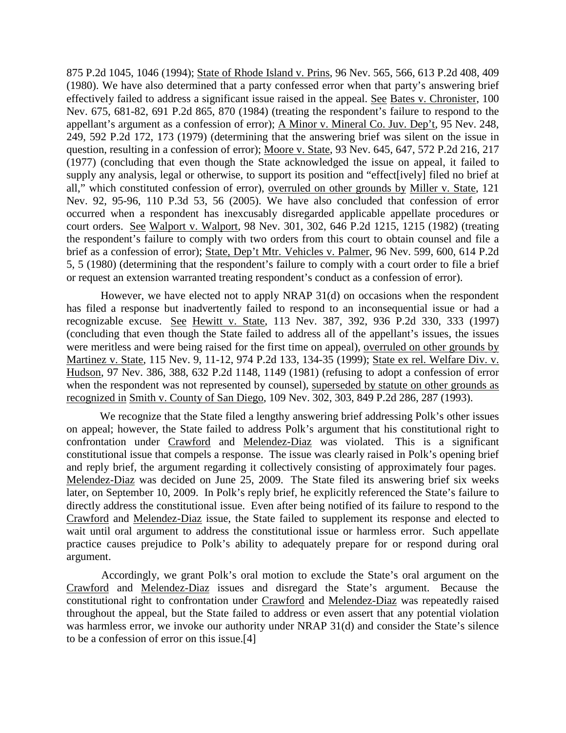875 P.2d 1045, 1046 (1994); State of Rhode Island v. Prins, 96 Nev. 565, 566, 613 P.2d 408, 409 (1980). We have also determined that a party confessed error when that party's answering brief effectively failed to address a significant issue raised in the appeal. See Bates v. Chronister, 100 Nev. 675, 681-82, 691 P.2d 865, 870 (1984) (treating the respondent's failure to respond to the appellant's argument as a confession of error); A Minor v. Mineral Co. Juv. Dep't, 95 Nev. 248, 249, 592 P.2d 172, 173 (1979) (determining that the answering brief was silent on the issue in question, resulting in a confession of error); Moore v. State, 93 Nev. 645, 647, 572 P.2d 216, 217 (1977) (concluding that even though the State acknowledged the issue on appeal, it failed to supply any analysis, legal or otherwise, to support its position and "effect[ively] filed no brief at all," which constituted confession of error), overruled on other grounds by Miller v. State, 121 Nev. 92, 95-96, 110 P.3d 53, 56 (2005). We have also concluded that confession of error occurred when a respondent has inexcusably disregarded applicable appellate procedures or court orders. See Walport v. Walport, 98 Nev. 301, 302, 646 P.2d 1215, 1215 (1982) (treating the respondent's failure to comply with two orders from this court to obtain counsel and file a brief as a confession of error); State, Dep't Mtr. Vehicles v. Palmer, 96 Nev. 599, 600, 614 P.2d 5, 5 (1980) (determining that the respondent's failure to comply with a court order to file a brief or request an extension warranted treating respondent's conduct as a confession of error).

However, we have elected not to apply NRAP 31(d) on occasions when the respondent has filed a response but inadvertently failed to respond to an inconsequential issue or had a recognizable excuse. See Hewitt v. State, 113 Nev. 387, 392, 936 P.2d 330, 333 (1997) (concluding that even though the State failed to address all of the appellant's issues, the issues were meritless and were being raised for the first time on appeal), overruled on other grounds by Martinez v. State, 115 Nev. 9, 11-12, 974 P.2d 133, 134-35 (1999); State ex rel. Welfare Div. v. Hudson, 97 Nev. 386, 388, 632 P.2d 1148, 1149 (1981) (refusing to adopt a confession of error when the respondent was not represented by counsel), superseded by statute on other grounds as recognized in Smith v. County of San Diego, 109 Nev. 302, 303, 849 P.2d 286, 287 (1993).

We recognize that the State filed a lengthy answering brief addressing Polk's other issues on appeal; however, the State failed to address Polk's argument that his constitutional right to confrontation under Crawford and Melendez-Diaz was violated. This is a significant constitutional issue that compels a response. The issue was clearly raised in Polk's opening brief and reply brief, the argument regarding it collectively consisting of approximately four pages. Melendez-Diaz was decided on June 25, 2009. The State filed its answering brief six weeks later, on September 10, 2009. In Polk's reply brief, he explicitly referenced the State's failure to directly address the constitutional issue. Even after being notified of its failure to respond to the Crawford and Melendez-Diaz issue, the State failed to supplement its response and elected to wait until oral argument to address the constitutional issue or harmless error. Such appellate practice causes prejudice to Polk's ability to adequately prepare for or respond during oral argument.

Accordingly, we grant Polk's oral motion to exclude the State's oral argument on the Crawford and Melendez-Diaz issues and disregard the State's argument. Because the constitutional right to confrontation under Crawford and Melendez-Diaz was repeatedly raised throughout the appeal, but the State failed to address or even assert that any potential violation was harmless error, we invoke our authority under NRAP 31(d) and consider the State's silence to be a confession of error on this issue.[4]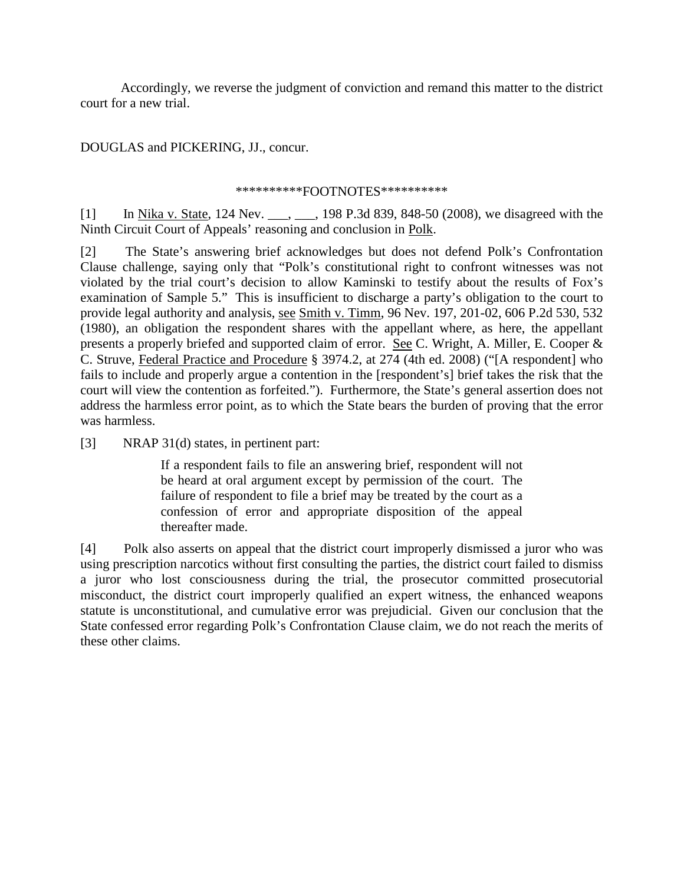Accordingly, we reverse the judgment of conviction and remand this matter to the district court for a new trial.

DOUGLAS and PICKERING, JJ., concur.

\*\*\*\*\*\*\*\*\*\*FOOTNOTES\*\*\*\*\*\*\*\*\*\*

[1] In Nika v. State, 124 Nev. ___, ___, 198 P.3d 839, 848-50 (2008), we disagreed with the Ninth Circuit Court of Appeals' reasoning and conclusion in Polk.

[2] The State's answering brief acknowledges but does not defend Polk's Confrontation Clause challenge, saying only that "Polk's constitutional right to confront witnesses was not violated by the trial court's decision to allow Kaminski to testify about the results of Fox's examination of Sample 5." This is insufficient to discharge a party's obligation to the court to provide legal authority and analysis, see Smith v. Timm, 96 Nev. 197, 201-02, 606 P.2d 530, 532 (1980), an obligation the respondent shares with the appellant where, as here, the appellant presents a properly briefed and supported claim of error. See C. Wright, A. Miller, E. Cooper & C. Struve, Federal Practice and Procedure § 3974.2, at 274 (4th ed. 2008) ("[A respondent] who fails to include and properly argue a contention in the [respondent's] brief takes the risk that the court will view the contention as forfeited."). Furthermore, the State's general assertion does not address the harmless error point, as to which the State bears the burden of proving that the error was harmless.

[3] NRAP 31(d) states, in pertinent part:

> If a respondent fails to file an answering brief, respondent will not be heard at oral argument except by permission of the court. The failure of respondent to file a brief may be treated by the court as a confession of error and appropriate disposition of the appeal thereafter made.

[4] Polk also asserts on appeal that the district court improperly dismissed a juror who was using prescription narcotics without first consulting the parties, the district court failed to dismiss a juror who lost consciousness during the trial, the prosecutor committed prosecutorial misconduct, the district court improperly qualified an expert witness, the enhanced weapons statute is unconstitutional, and cumulative error was prejudicial. Given our conclusion that the State confessed error regarding Polk's Confrontation Clause claim, we do not reach the merits of these other claims.